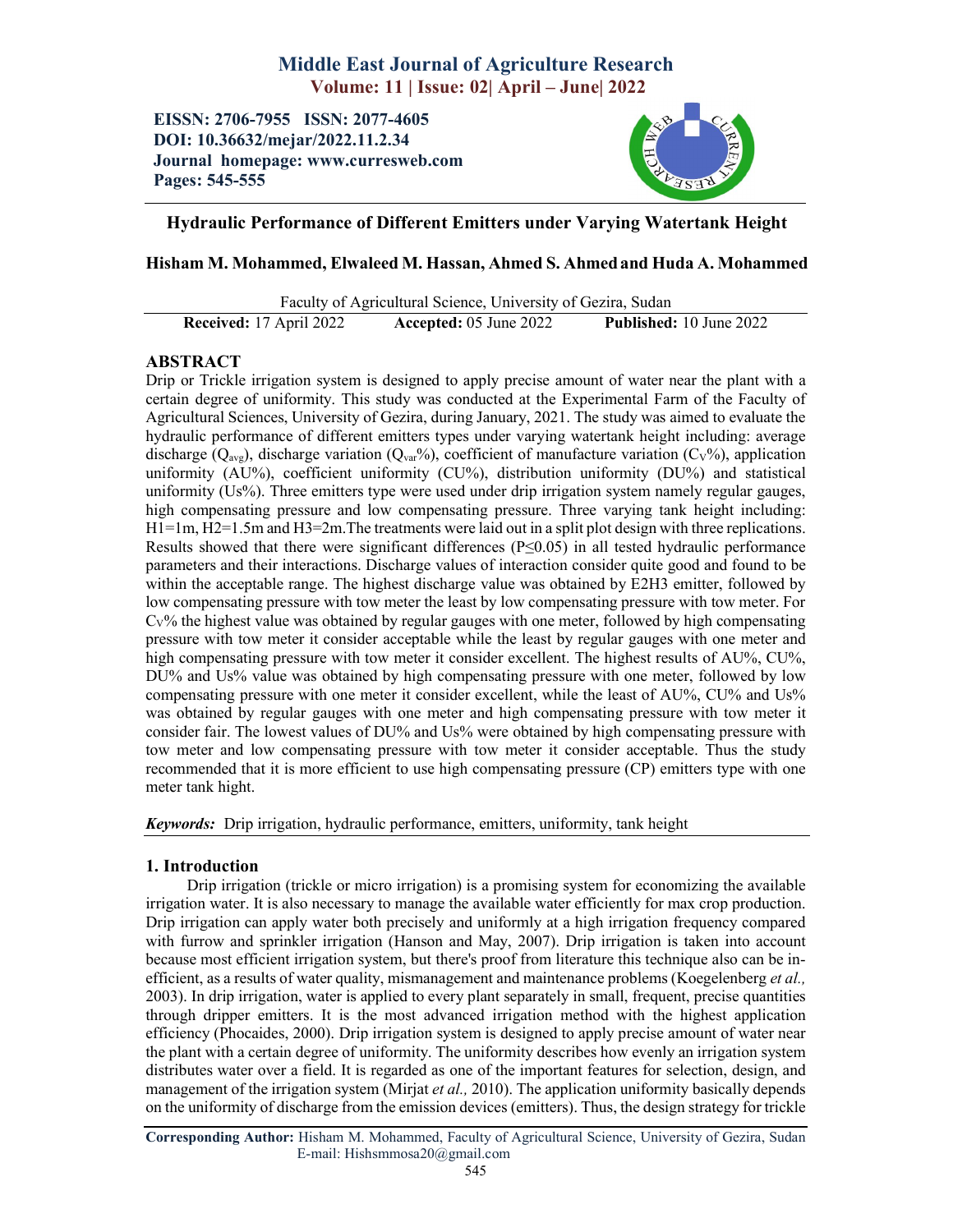# Hydraulic Performance of Different Emitters under Varying Watertank Height

**Hisham M. Mohammed, Elwaleed M. Hassan, Ahmed S. Ahmed and Huda A. Mohammed**

Faculty of Agricultural Science, University of Gezira, Sudan

**Received:** 17 April 2022 **Accepted:** 05 June 2022 **Published:** 10 June 2022

## ABSTRACT

Drip or Trickle irrigation system is designed to apply precise amount of water near the plant with a certain degree of uniformity. This study was conducted at the Experimental Farm of the Faculty of Agricultural Sciences, University of Gezira, during January, 2021. The study was aimed to evaluate the hydraulic performance of different emitters types under varying watertank height including: average discharge ($Q_{avg}$), discharge variation ($Q_{var}$%), coefficient of manufacture variation ($C_V$%), application uniformity (AU%), coefficient uniformity (CU%), distribution uniformity (DU%) and statistical uniformity (Us%). Three emitters type were used under drip irrigation system namely regular gauges, high compensating pressure and low compensating pressure. Three varying tank height including: H1=1m, H2=1.5m and H3=2m.The treatments were laid out in a split plot design with three replications. Results showed that there were significant differences ($P \leq 0.05$) in all tested hydraulic performance parameters and their interactions. Discharge values of interaction consider quite good and found to be within the acceptable range. The highest discharge value was obtained by E2H3 emitter, followed by low compensating pressure with tow meter the least by low compensating pressure with tow meter. For $C_V$% the highest value was obtained by regular gauges with one meter, followed by high compensating pressure with tow meter it consider acceptable while the least by regular gauges with one meter and high compensating pressure with tow meter it consider excellent. The highest results of AU%, CU%, DU% and Us% value was obtained by high compensating pressure with one meter, followed by low compensating pressure with one meter it consider excellent, while the least of AU%, CU% and Us% was obtained by regular gauges with one meter and high compensating pressure with tow meter it consider fair. The lowest values of DU% and Us% were obtained by high compensating pressure with tow meter and low compensating pressure with tow meter it consider acceptable. Thus the study recommended that it is more efficient to use high compensating pressure (CP) emitters type with one meter tank hight.

***Keywords:*** Drip irrigation, hydraulic performance, emitters, uniformity, tank height

## 1. Introduction

Drip irrigation (trickle or micro irrigation) is a promising system for economizing the available irrigation water. It is also necessary to manage the available water efficiently for max crop production. Drip irrigation can apply water both precisely and uniformly at a high irrigation frequency compared with furrow and sprinkler irrigation (Hanson and May, 2007). Drip irrigation is taken into account because most efficient irrigation system, but there's proof from literature this technique also can be in-efficient, as a results of water quality, mismanagement and maintenance problems (Koegelenberg *et al.,* 2003). In drip irrigation, water is applied to every plant separately in small, frequent, precise quantities through dripper emitters. It is the most advanced irrigation method with the highest application efficiency (Phocaides, 2000). Drip irrigation system is designed to apply precise amount of water near the plant with a certain degree of uniformity. The uniformity describes how evenly an irrigation system distributes water over a field. It is regarded as one of the important features for selection, design, and management of the irrigation system (Mirjat *et al.,* 2010). The application uniformity basically depends on the uniformity of discharge from the emission devices (emitters). Thus, the design strategy for trickle

**Corresponding Author:** Hisham M. Mohammed, Faculty of Agricultural Science, University of Gezira, Sudan
E-mail: Hishsmmosa20@gmail.com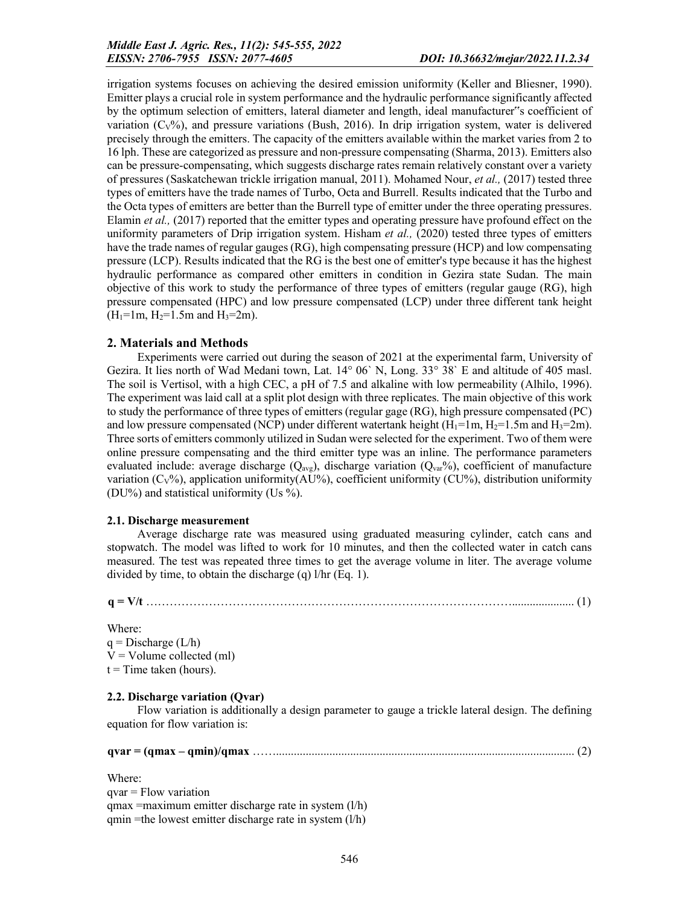irrigation systems focuses on achieving the desired emission uniformity (Keller and Bliesner, 1990). Emitter plays a crucial role in system performance and the hydraulic performance significantly affected by the optimum selection of emitters, lateral diameter and length, ideal manufacturer"s coefficient of variation ($C_V$%), and pressure variations (Bush, 2016). In drip irrigation system, water is delivered precisely through the emitters. The capacity of the emitters available within the market varies from 2 to 16 lph. These are categorized as pressure and non-pressure compensating (Sharma, 2013). Emitters also can be pressure-compensating, which suggests discharge rates remain relatively constant over a variety of pressures (Saskatchewan trickle irrigation manual, 2011). Mohamed Nour, *et al.,* (2017) tested three types of emitters have the trade names of Turbo, Octa and Burrell. Results indicated that the Turbo and the Octa types of emitters are better than the Burrell type of emitter under the three operating pressures. Elamin *et al.,* (2017) reported that the emitter types and operating pressure have profound effect on the uniformity parameters of Drip irrigation system. Hisham *et al.,* (2020) tested three types of emitters have the trade names of regular gauges (RG), high compensating pressure (HCP) and low compensating pressure (LCP). Results indicated that the RG is the best one of emitter's type because it has the highest hydraulic performance as compared other emitters in condition in Gezira state Sudan. The main objective of this work to study the performance of three types of emitters (regular gauge (RG), high pressure compensated (HPC) and low pressure compensated (LCP) under three different tank height ($H_1$=1m, $H_2$=1.5m and $H_3$=2m).

## 2. Materials and Methods

Experiments were carried out during the season of 2021 at the experimental farm, University of Gezira. It lies north of Wad Medani town, Lat. 14° 06` N, Long. 33° 38` E and altitude of 405 masl. The soil is Vertisol, with a high CEC, a pH of 7.5 and alkaline with low permeability (Alhilo, 1996). The experiment was laid call at a split plot design with three replicates. The main objective of this work to study the performance of three types of emitters (regular gage (RG), high pressure compensated (PC) and low pressure compensated (NCP) under different watertank height ($H_1$=1m, $H_2$=1.5m and $H_3$=2m). Three sorts of emitters commonly utilized in Sudan were selected for the experiment. Two of them were online pressure compensating and the third emitter type was an inline. The performance parameters evaluated include: average discharge ($Q_{avg}$), discharge variation ($Q_{var}$%), coefficient of manufacture variation ($C_V$%), application uniformity(AU%), coefficient uniformity (CU%), distribution uniformity (DU%) and statistical uniformity (Us %).

### 2.1. Discharge measurement

Average discharge rate was measured using graduated measuring cylinder, catch cans and stopwatch. The model was lifted to work for 10 minutes, and then the collected water in catch cans measured. The test was repeated three times to get the average volume in liter. The average volume divided by time, to obtain the discharge (q) l/hr (Eq. 1).

$$q = V/t \quad (1)$$

Where:
q = Discharge (L/h)
V = Volume collected (ml)
t = Time taken (hours).

### 2.2. Discharge variation (Qvar)

Flow variation is additionally a design parameter to gauge a trickle lateral design. The defining equation for flow variation is:

$$q_{var} = (q_{max} – q_{min})/q_{max} \quad (2)$$

Where:
$q_{var}$ = Flow variation
$q_{max}$ =maximum emitter discharge rate in system (l/h)
$q_{min}$ =the lowest emitter discharge rate in system (l/h)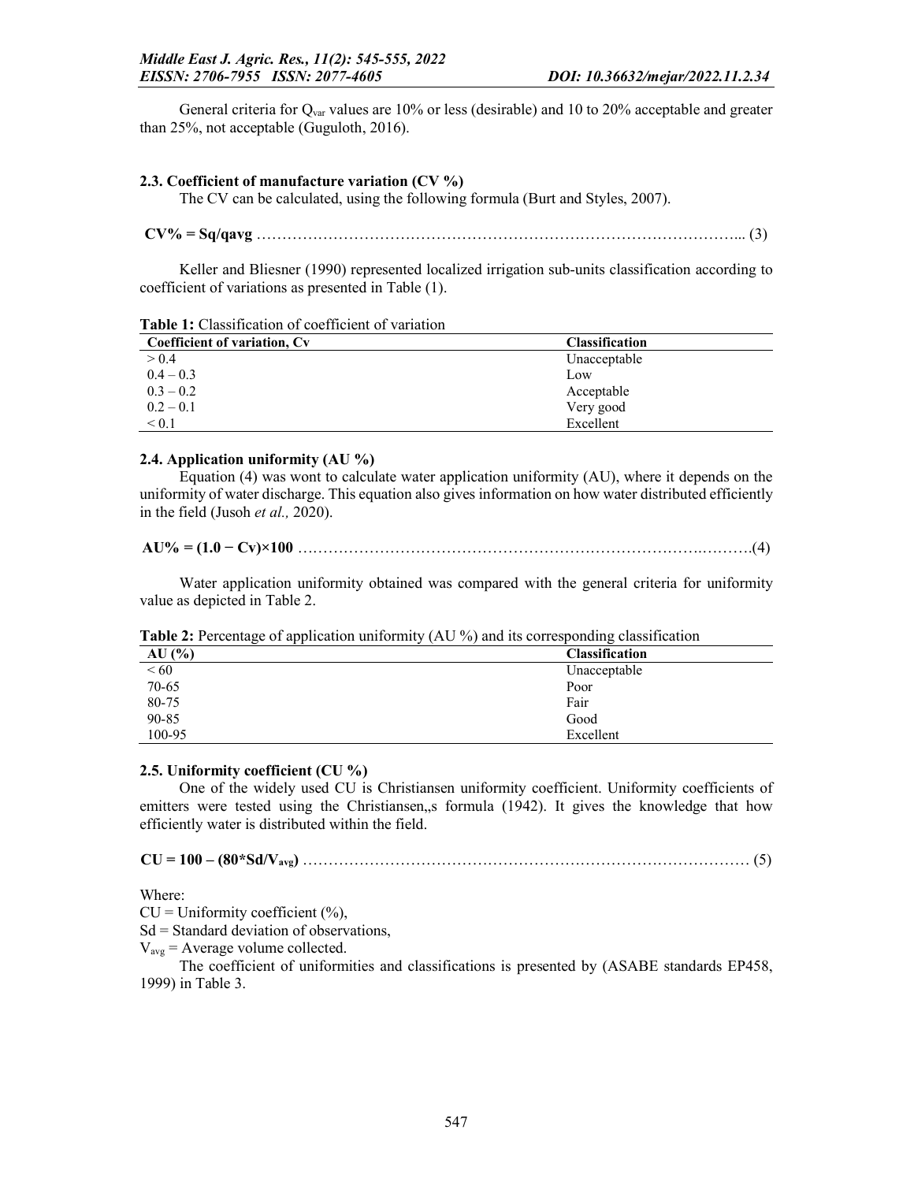General criteria for $Q_{var}$ values are 10% or less (desirable) and 10 to 20% acceptable and greater than 25%, not acceptable (Guguloth, 2016).

### 2.3. Coefficient of manufacture variation (CV %)

The CV can be calculated, using the following formula (Burt and Styles, 2007).

$$CV\% = Sq/q_{avg} \quad (3)$$

Keller and Bliesner (1990) represented localized irrigation sub-units classification according to coefficient of variations as presented in Table (1).

**Table 1:** Classification of coefficient of variation

| Coefficient of variation, Cv | Classification |
|---|---|
| > 0.4 | Unacceptable |
| 0.4 – 0.3 | Low |
| 0.3 – 0.2 | Acceptable |
| 0.2 – 0.1 | Very good |
| < 0.1 | Excellent |

### 2.4. Application uniformity (AU %)

Equation (4) was wont to calculate water application uniformity (AU), where it depends on the uniformity of water discharge. This equation also gives information on how water distributed efficiently in the field (Jusoh *et al.,* 2020).

$$AU\% = (1.0 - Cv) \times 100 \quad (4)$$

Water application uniformity obtained was compared with the general criteria for uniformity value as depicted in Table 2.

**Table 2:** Percentage of application uniformity (AU %) and its corresponding classification

| AU (%) | Classification |
|---|---|
| < 60 | Unacceptable |
| 70-65 | Poor |
| 80-75 | Fair |
| 90-85 | Good |
| 100-95 | Excellent |

### 2.5. Uniformity coefficient (CU %)

One of the widely used CU is Christiansen uniformity coefficient. Uniformity coefficients of emitters were tested using the Christiansen„s formula (1942). It gives the knowledge that how efficiently water is distributed within the field.

$$CU = 100 - (80 * Sd/V_{avg}) \quad (5)$$

Where:

CU = Uniformity coefficient (%),

Sd = Standard deviation of observations,

$V_{avg}$ = Average volume collected.

The coefficient of uniformities and classifications is presented by (ASABE standards EP458, 1999) in Table 3.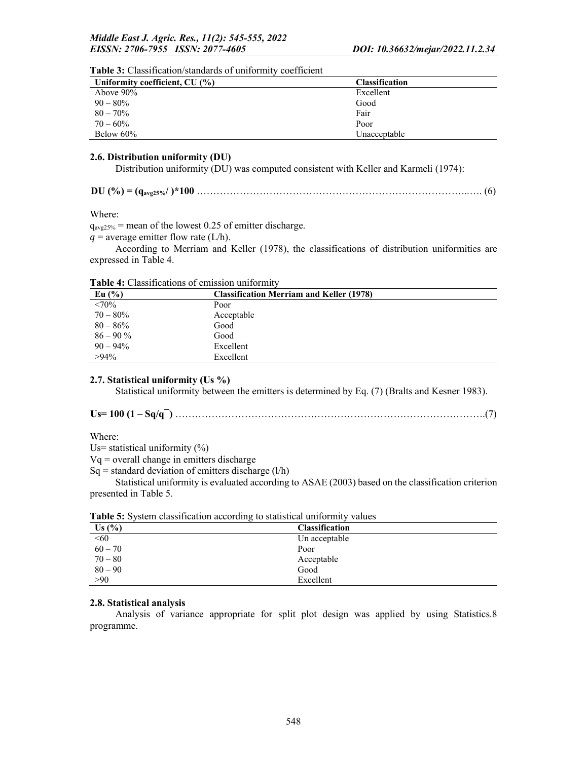**Table 3:** Classification/standards of uniformity coefficient

| Uniformity coefficient, CU (%) | Classification |
|---|---|
| Above 90% | Excellent |
| 90 – 80% | Good |
| 80 – 70% | Fair |
| 70 – 60% | Poor |
| Below 60% | Unacceptable |

### 2.6. Distribution uniformity (DU)

Distribution uniformity (DU) was computed consistent with Keller and Karmeli (1974):

$$\mathbf{DU\ (\%) = (q_{avg25\%}/\ )*100} \quad (6)$$

Where:

$q_{avg25\%}$ = mean of the lowest 0.25 of emitter discharge.

$q$ = average emitter flow rate (L/h).

According to Merriam and Keller (1978), the classifications of distribution uniformities are expressed in Table 4.

**Table 4:** Classifications of emission uniformity

| Eu (%) | Classification Merriam and Keller (1978) |
|---|---|
| <70% | Poor |
| 70 – 80% | Acceptable |
| 80 – 86% | Good |
| 86 – 90 % | Good |
| 90 – 94% | Excellent |
| >94% | Excellent |

### 2.7. Statistical uniformity (Us %)

Statistical uniformity between the emitters is determined by Eq. (7) (Bralts and Kesner 1983).

$$\mathbf{Us = 100\ (1 - Sq/\bar{q})} \quad (7)$$

Where:

Us= statistical uniformity (%)

Vq = overall change in emitters discharge

Sq = standard deviation of emitters discharge (l/h)

Statistical uniformity is evaluated according to ASAE (2003) based on the classification criterion presented in Table 5.

**Table 5:** System classification according to statistical uniformity values

| Us (%) | Classification |
|---|---|
| <60 | Un acceptable |
| 60 – 70 | Poor |
| 70 – 80 | Acceptable |
| 80 – 90 | Good |
| >90 | Excellent |

### 2.8. Statistical analysis

Analysis of variance appropriate for split plot design was applied by using Statistics.8 programme.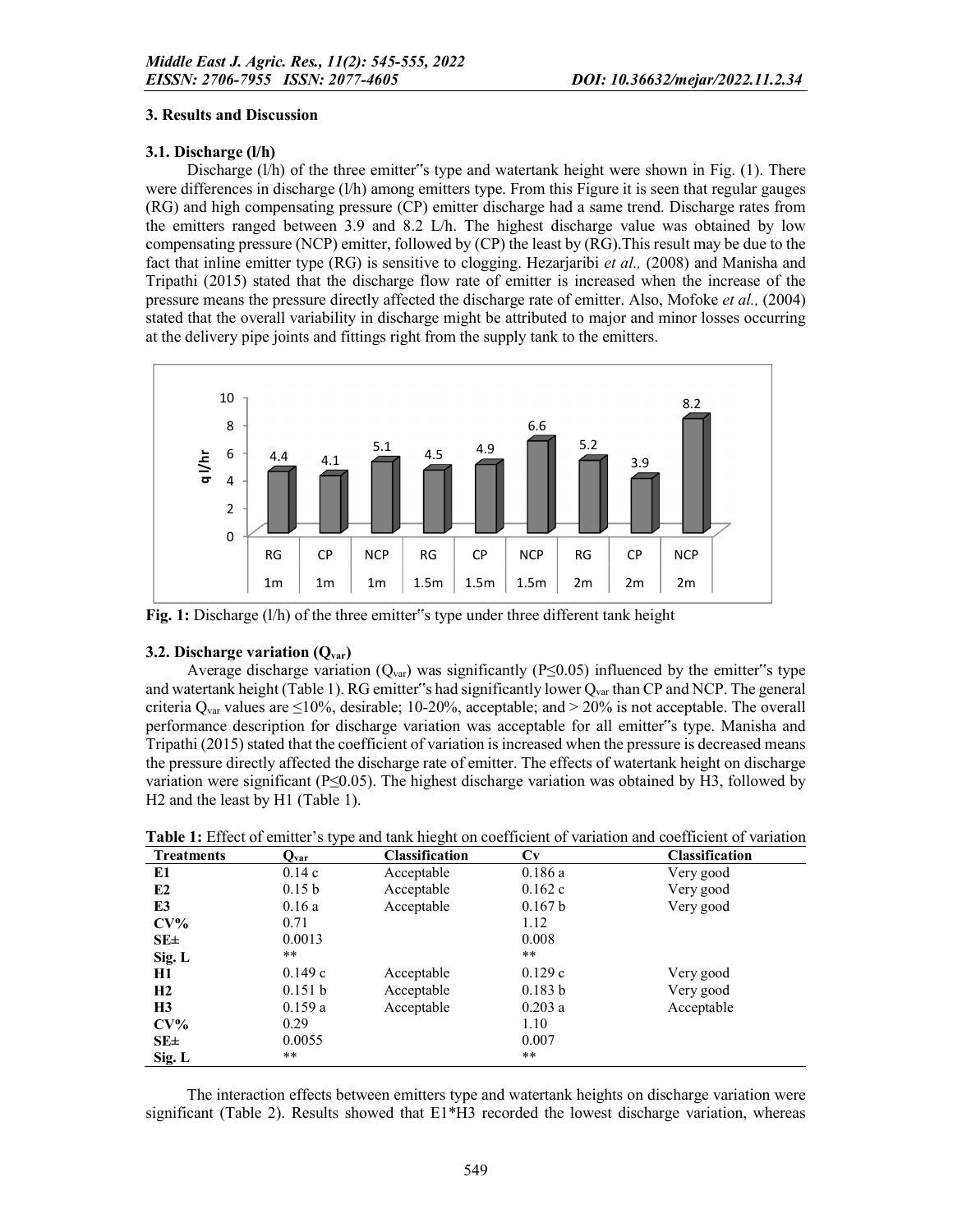## 3. Results and Discussion

### 3.1. Discharge (l/h)

Discharge (l/h) of the three emitter"s type and watertank height were shown in Fig. (1). There were differences in discharge (l/h) among emitters type. From this Figure it is seen that regular gauges (RG) and high compensating pressure (CP) emitter discharge had a same trend. Discharge rates from the emitters ranged between 3.9 and 8.2 L/h. The highest discharge value was obtained by low compensating pressure (NCP) emitter, followed by (CP) the least by (RG).This result may be due to the fact that inline emitter type (RG) is sensitive to clogging. Hezarjaribi *et al.,* (2008) and Manisha and Tripathi (2015) stated that the discharge flow rate of emitter is increased when the increase of the pressure means the pressure directly affected the discharge rate of emitter. Also, Mofoke *et al.,* (2004) stated that the overall variability in discharge might be attributed to major and minor losses occurring at the delivery pipe joints and fittings right from the supply tank to the emitters.

| | RG 1m | CP 1m | NCP 1m | RG 1.5m | CP 1.5m | NCP 1.5m | RG 2m | CP 2m | NCP 2m |
|---|---|---|---|---|---|---|---|---|---|
| q l/hr | 4.4 | 4.1 | 5.1 | 4.5 | 4.9 | 6.6 | 5.2 | 3.9 | 8.2 |

**Fig. 1:** Discharge (l/h) of the three emitter"s type under three different tank height

### 3.2. Discharge variation ($Q_{var}$)

Average discharge variation ($Q_{var}$) was significantly ($P \leq 0.05$) influenced by the emitter"s type and watertank height (Table 1). RG emitter"s had significantly lower $Q_{var}$ than CP and NCP. The general criteria $Q_{var}$ values are ≤10%, desirable; 10-20%, acceptable; and > 20% is not acceptable. The overall performance description for discharge variation was acceptable for all emitter"s type. Manisha and Tripathi (2015) stated that the coefficient of variation is increased when the pressure is decreased means the pressure directly affected the discharge rate of emitter. The effects of watertank height on discharge variation were significant ($P \leq 0.05$). The highest discharge variation was obtained by H3, followed by H2 and the least by H1 (Table 1).

**Table 1:** Effect of emitter's type and tank hieght on coefficient of variation and coefficient of variation

| Treatments | $Q_{var}$ | Classification | Cv | Classification |
|---|---|---|---|---|
| **E1** | 0.14 c | Acceptable | 0.186 a | Very good |
| **E2** | 0.15 b | Acceptable | 0.162 c | Very good |
| **E3** | 0.16 a | Acceptable | 0.167 b | Very good |
| **CV%** | 0.71 | | 1.12 | |
| **SE±** | 0.0013 | | 0.008 | |
| **Sig. L** | ** | | ** | |
| **H1** | 0.149 c | Acceptable | 0.129 c | Very good |
| **H2** | 0.151 b | Acceptable | 0.183 b | Very good |
| **H3** | 0.159 a | Acceptable | 0.203 a | Acceptable |
| **CV%** | 0.29 | | 1.10 | |
| **SE±** | 0.0055 | | 0.007 | |
| **Sig. L** | ** | | ** | |

The interaction effects between emitters type and watertank heights on discharge variation were significant (Table 2). Results showed that E1*H3 recorded the lowest discharge variation, whereas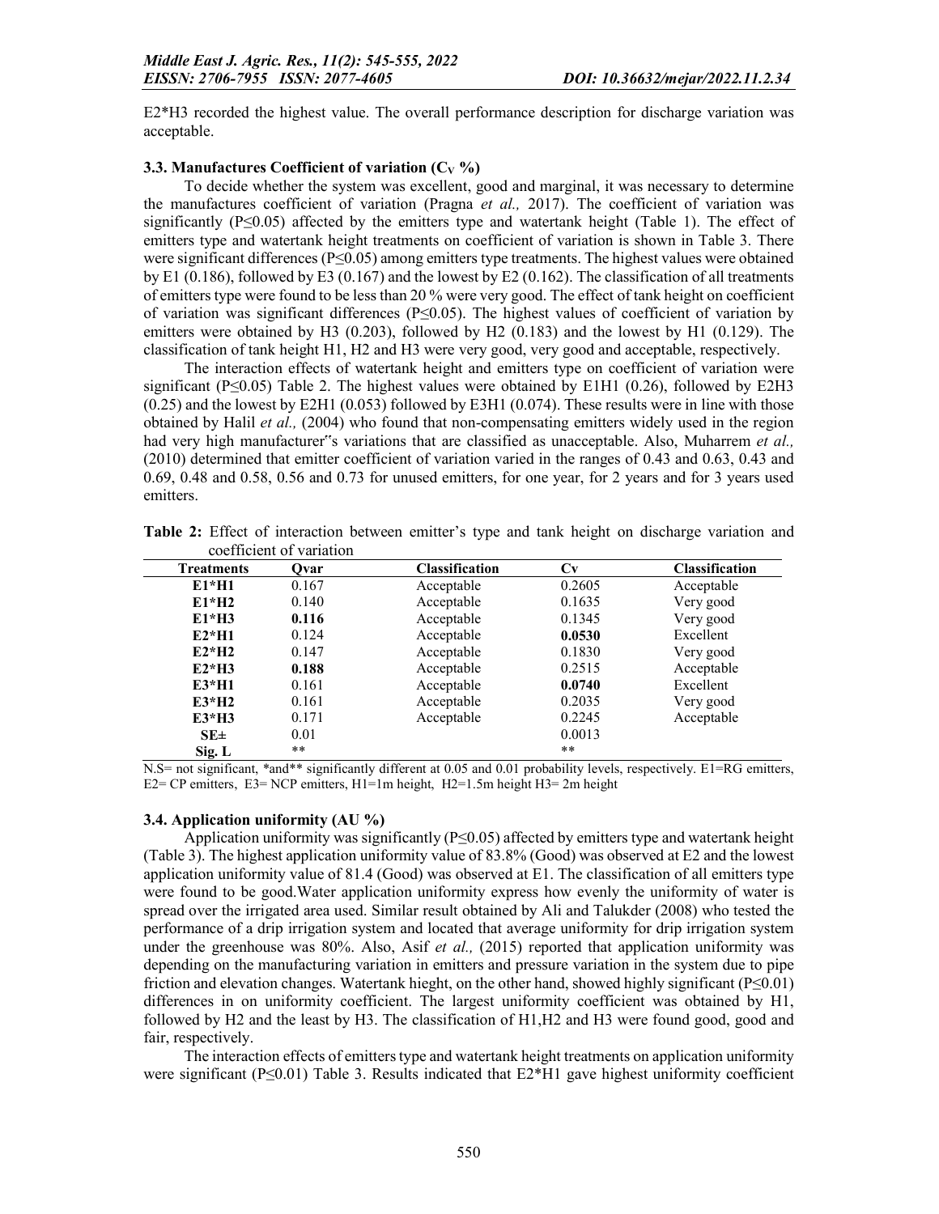E2*H3 recorded the highest value. The overall performance description for discharge variation was acceptable.

### 3.3. Manufactures Coefficient of variation ($C_V$ %)

To decide whether the system was excellent, good and marginal, it was necessary to determine the manufactures coefficient of variation (Pragna *et al.,* 2017). The coefficient of variation was significantly (P≤0.05) affected by the emitters type and watertank height (Table 1). The effect of emitters type and watertank height treatments on coefficient of variation is shown in Table 3. There were significant differences (P≤0.05) among emitters type treatments. The highest values were obtained by E1 (0.186), followed by E3 (0.167) and the lowest by E2 (0.162). The classification of all treatments of emitters type were found to be less than 20 % were very good. The effect of tank height on coefficient of variation was significant differences (P≤0.05). The highest values of coefficient of variation by emitters were obtained by H3 (0.203), followed by H2 (0.183) and the lowest by H1 (0.129). The classification of tank height H1, H2 and H3 were very good, very good and acceptable, respectively.

The interaction effects of watertank height and emitters type on coefficient of variation were significant (P≤0.05) Table 2. The highest values were obtained by E1H1 (0.26), followed by E2H3 (0.25) and the lowest by E2H1 (0.053) followed by E3H1 (0.074). These results were in line with those obtained by Halil *et al.,* (2004) who found that non-compensating emitters widely used in the region had very high manufacturer"s variations that are classified as unacceptable. Also, Muharrem *et al.,* (2010) determined that emitter coefficient of variation varied in the ranges of 0.43 and 0.63, 0.43 and 0.69, 0.48 and 0.58, 0.56 and 0.73 for unused emitters, for one year, for 2 years and for 3 years used emitters.

**Table 2:** Effect of interaction between emitter's type and tank height on discharge variation and coefficient of variation

| Treatments | Qvar | Classification | Cv | Classification |
|---|---|---|---|---|
| **E1*H1** | 0.167 | Acceptable | 0.2605 | Acceptable |
| **E1*H2** | 0.140 | Acceptable | 0.1635 | Very good |
| **E1*H3** | **0.116** | Acceptable | 0.1345 | Very good |
| **E2*H1** | 0.124 | Acceptable | **0.0530** | Excellent |
| **E2*H2** | 0.147 | Acceptable | 0.1830 | Very good |
| **E2*H3** | **0.188** | Acceptable | 0.2515 | Acceptable |
| **E3*H1** | 0.161 | Acceptable | **0.0740** | Excellent |
| **E3*H2** | 0.161 | Acceptable | 0.2035 | Very good |
| **E3*H3** | 0.171 | Acceptable | 0.2245 | Acceptable |
| **SE±** | 0.01 | | 0.0013 | |
| **Sig. L** | ** | | ** | |

N.S= not significant, *and** significantly different at 0.05 and 0.01 probability levels, respectively. E1=RG emitters, E2= CP emitters, E3= NCP emitters, H1=1m height, H2=1.5m height H3= 2m height

### 3.4. Application uniformity (AU %)

Application uniformity was significantly (P≤0.05) affected by emitters type and watertank height (Table 3). The highest application uniformity value of 83.8% (Good) was observed at E2 and the lowest application uniformity value of 81.4 (Good) was observed at E1. The classification of all emitters type were found to be good.Water application uniformity express how evenly the uniformity of water is spread over the irrigated area used. Similar result obtained by Ali and Talukder (2008) who tested the performance of a drip irrigation system and located that average uniformity for drip irrigation system under the greenhouse was 80%. Also, Asif *et al.,* (2015) reported that application uniformity was depending on the manufacturing variation in emitters and pressure variation in the system due to pipe friction and elevation changes. Watertank hieght, on the other hand, showed highly significant (P≤0.01) differences in on uniformity coefficient. The largest uniformity coefficient was obtained by H1, followed by H2 and the least by H3. The classification of H1,H2 and H3 were found good, good and fair, respectively.

The interaction effects of emitters type and watertank height treatments on application uniformity were significant (P≤0.01) Table 3. Results indicated that E2*H1 gave highest uniformity coefficient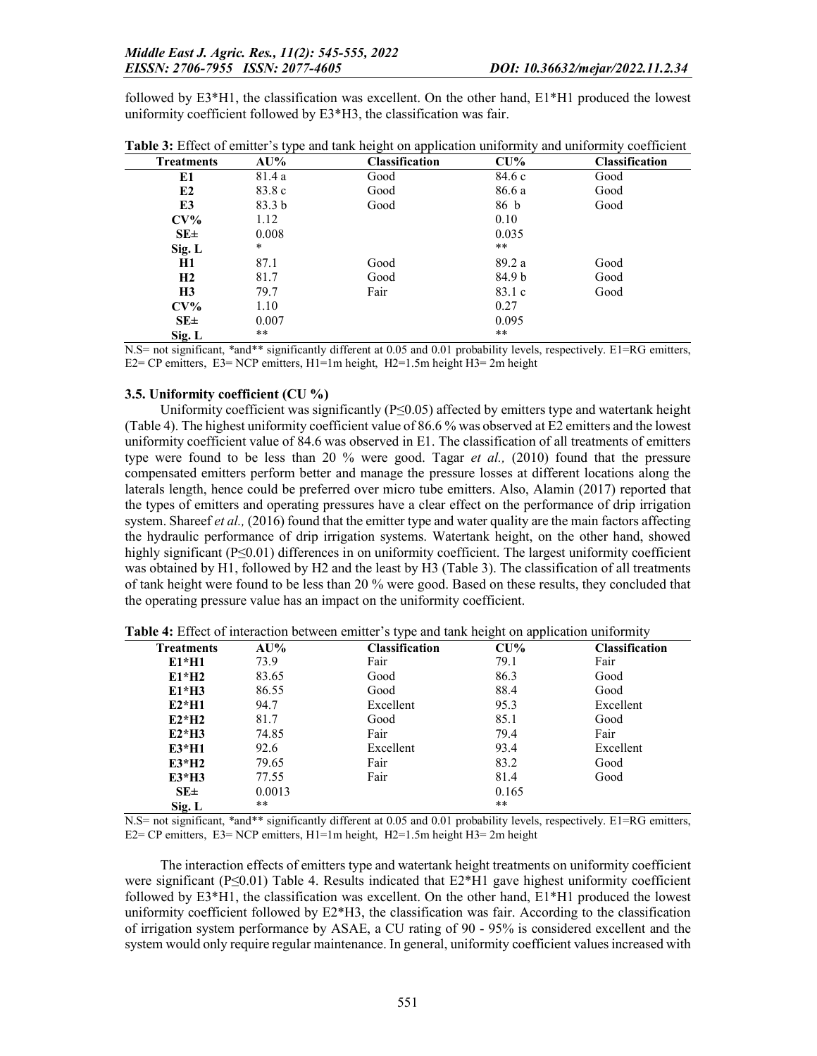followed by E3*H1, the classification was excellent. On the other hand, E1*H1 produced the lowest uniformity coefficient followed by E3*H3, the classification was fair.

**Table 3:** Effect of emitter's type and tank height on application uniformity and uniformity coefficient

| Treatments | AU% | Classification | CU% | Classification |
|---|---|---|---|---|
| **E1** | 81.4 a | Good | 84.6 c | Good |
| **E2** | 83.8 c | Good | 86.6 a | Good |
| **E3** | 83.3 b | Good | 86 b | Good |
| **CV%** | 1.12 | | 0.10 | |
| **SE±** | 0.008 | | 0.035 | |
| **Sig. L** | * | | ** | |
| **H1** | 87.1 | Good | 89.2 a | Good |
| **H2** | 81.7 | Good | 84.9 b | Good |
| **H3** | 79.7 | Fair | 83.1 c | Good |
| **CV%** | 1.10 | | 0.27 | |
| **SE±** | 0.007 | | 0.095 | |
| **Sig. L** | ** | | ** | |

N.S= not significant, *and** significantly different at 0.05 and 0.01 probability levels, respectively. E1=RG emitters, E2= CP emitters, E3= NCP emitters, H1=1m height, H2=1.5m height H3= 2m height

### 3.5. Uniformity coefficient (CU %)

Uniformity coefficient was significantly ($P \leq 0.05$) affected by emitters type and watertank height (Table 4). The highest uniformity coefficient value of 86.6 % was observed at E2 emitters and the lowest uniformity coefficient value of 84.6 was observed in E1. The classification of all treatments of emitters type were found to be less than 20 % were good. Tagar *et al.,* (2010) found that the pressure compensated emitters perform better and manage the pressure losses at different locations along the laterals length, hence could be preferred over micro tube emitters. Also, Alamin (2017) reported that the types of emitters and operating pressures have a clear effect on the performance of drip irrigation system. Shareef *et al.,* (2016) found that the emitter type and water quality are the main factors affecting the hydraulic performance of drip irrigation systems. Watertank height, on the other hand, showed highly significant ($P \leq 0.01$) differences in on uniformity coefficient. The largest uniformity coefficient was obtained by H1, followed by H2 and the least by H3 (Table 3). The classification of all treatments of tank height were found to be less than 20 % were good. Based on these results, they concluded that the operating pressure value has an impact on the uniformity coefficient.

**Table 4:** Effect of interaction between emitter's type and tank height on application uniformity

| Treatments | AU% | Classification | CU% | Classification |
|---|---|---|---|---|
| **E1*H1** | 73.9 | Fair | 79.1 | Fair |
| **E1*H2** | 83.65 | Good | 86.3 | Good |
| **E1*H3** | 86.55 | Good | 88.4 | Good |
| **E2*H1** | 94.7 | Excellent | 95.3 | Excellent |
| **E2*H2** | 81.7 | Good | 85.1 | Good |
| **E2*H3** | 74.85 | Fair | 79.4 | Fair |
| **E3*H1** | 92.6 | Excellent | 93.4 | Excellent |
| **E3*H2** | 79.65 | Fair | 83.2 | Good |
| **E3*H3** | 77.55 | Fair | 81.4 | Good |
| **SE±** | 0.0013 | | 0.165 | |
| **Sig. L** | ** | | ** | |

N.S= not significant, *and** significantly different at 0.05 and 0.01 probability levels, respectively. E1=RG emitters, E2= CP emitters, E3= NCP emitters, H1=1m height, H2=1.5m height H3= 2m height

The interaction effects of emitters type and watertank height treatments on uniformity coefficient were significant ($P \leq 0.01$) Table 4. Results indicated that E2*H1 gave highest uniformity coefficient followed by E3*H1, the classification was excellent. On the other hand, E1*H1 produced the lowest uniformity coefficient followed by E2*H3, the classification was fair. According to the classification of irrigation system performance by ASAE, a CU rating of 90 - 95% is considered excellent and the system would only require regular maintenance. In general, uniformity coefficient values increased with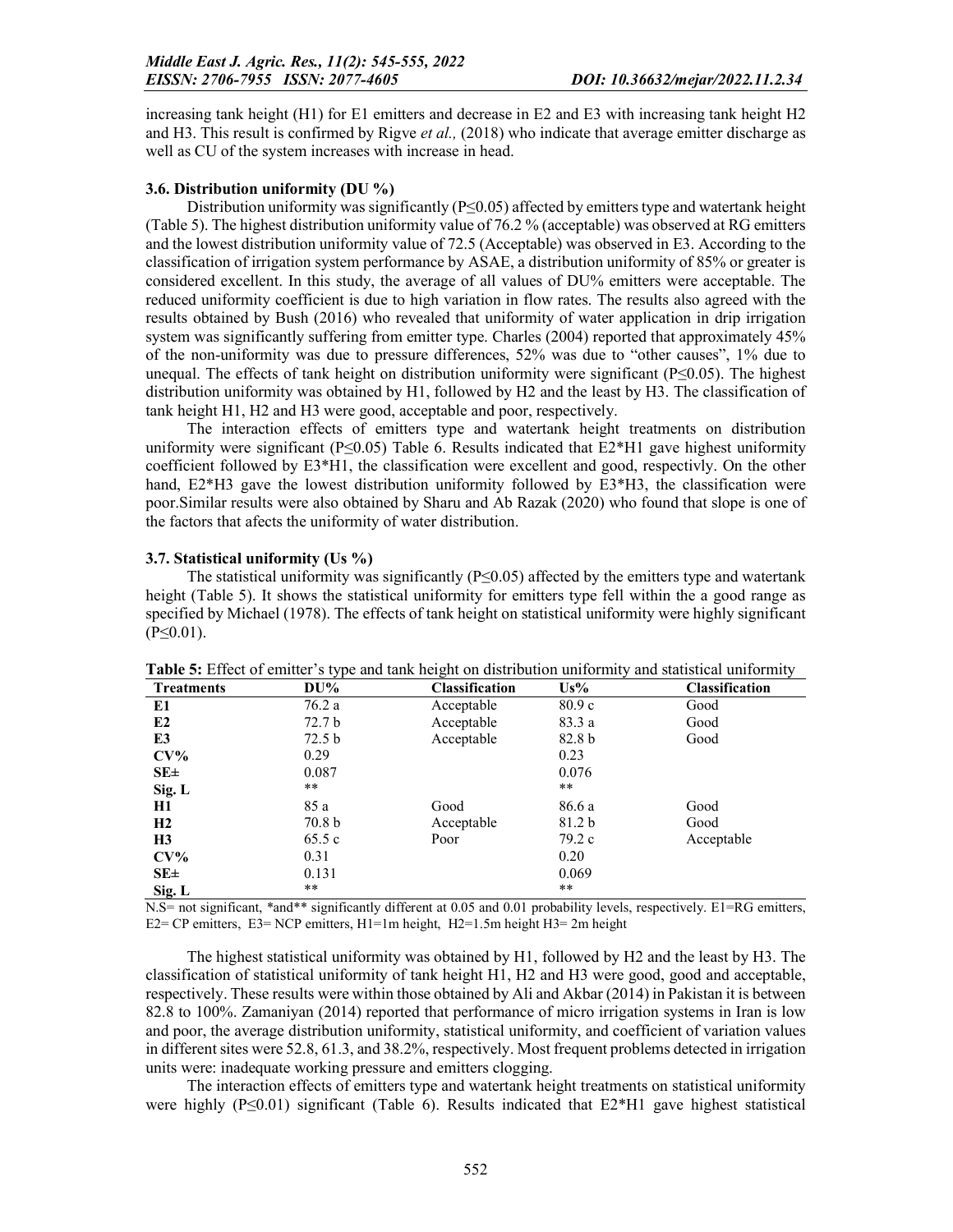increasing tank height (H1) for E1 emitters and decrease in E2 and E3 with increasing tank height H2 and H3. This result is confirmed by Rigve *et al.,* (2018) who indicate that average emitter discharge as well as CU of the system increases with increase in head.

### 3.6. Distribution uniformity (DU %)

Distribution uniformity was significantly ($P \leq 0.05$) affected by emitters type and watertank height (Table 5). The highest distribution uniformity value of 76.2 % (acceptable) was observed at RG emitters and the lowest distribution uniformity value of 72.5 (Acceptable) was observed in E3. According to the classification of irrigation system performance by ASAE, a distribution uniformity of 85% or greater is considered excellent. In this study, the average of all values of DU% emitters were acceptable. The reduced uniformity coefficient is due to high variation in flow rates. The results also agreed with the results obtained by Bush (2016) who revealed that uniformity of water application in drip irrigation system was significantly suffering from emitter type. Charles (2004) reported that approximately 45% of the non-uniformity was due to pressure differences, 52% was due to "other causes", 1% due to unequal. The effects of tank height on distribution uniformity were significant ($P \leq 0.05$). The highest distribution uniformity was obtained by H1, followed by H2 and the least by H3. The classification of tank height H1, H2 and H3 were good, acceptable and poor, respectively.

The interaction effects of emitters type and watertank height treatments on distribution uniformity were significant ($P \leq 0.05$) Table 6. Results indicated that E2*H1 gave highest uniformity coefficient followed by E3*H1, the classification were excellent and good, respectivly. On the other hand, E2*H3 gave the lowest distribution uniformity followed by E3*H3, the classification were poor.Similar results were also obtained by Sharu and Ab Razak (2020) who found that slope is one of the factors that afects the uniformity of water distribution.

### 3.7. Statistical uniformity (Us %)

The statistical uniformity was significantly ($P \leq 0.05$) affected by the emitters type and watertank height (Table 5). It shows the statistical uniformity for emitters type fell within the a good range as specified by Michael (1978). The effects of tank height on statistical uniformity were highly significant ($P \leq 0.01$).

**Table 5:** Effect of emitter's type and tank height on distribution uniformity and statistical uniformity

| Treatments | DU% | Classification | Us% | Classification |
|---|---|---|---|---|
| **E1** | 76.2 a | Acceptable | 80.9 c | Good |
| **E2** | 72.7 b | Acceptable | 83.3 a | Good |
| **E3** | 72.5 b | Acceptable | 82.8 b | Good |
| **CV%** | 0.29 | | 0.23 | |
| **SE±** | 0.087 | | 0.076 | |
| **Sig. L** | ** | | ** | |
| **H1** | 85 a | Good | 86.6 a | Good |
| **H2** | 70.8 b | Acceptable | 81.2 b | Good |
| **H3** | 65.5 c | Poor | 79.2 c | Acceptable |
| **CV%** | 0.31 | | 0.20 | |
| **SE±** | 0.131 | | 0.069 | |
| **Sig. L** | ** | | ** | |

N.S= not significant, *and** significantly different at 0.05 and 0.01 probability levels, respectively. E1=RG emitters, E2= CP emitters, E3= NCP emitters, H1=1m height, H2=1.5m height H3= 2m height

The highest statistical uniformity was obtained by H1, followed by H2 and the least by H3. The classification of statistical uniformity of tank height H1, H2 and H3 were good, good and acceptable, respectively. These results were within those obtained by Ali and Akbar (2014) in Pakistan it is between 82.8 to 100%. Zamaniyan (2014) reported that performance of micro irrigation systems in Iran is low and poor, the average distribution uniformity, statistical uniformity, and coefficient of variation values in different sites were 52.8, 61.3, and 38.2%, respectively. Most frequent problems detected in irrigation units were: inadequate working pressure and emitters clogging.

The interaction effects of emitters type and watertank height treatments on statistical uniformity were highly ($P \leq 0.01$) significant (Table 6). Results indicated that E2*H1 gave highest statistical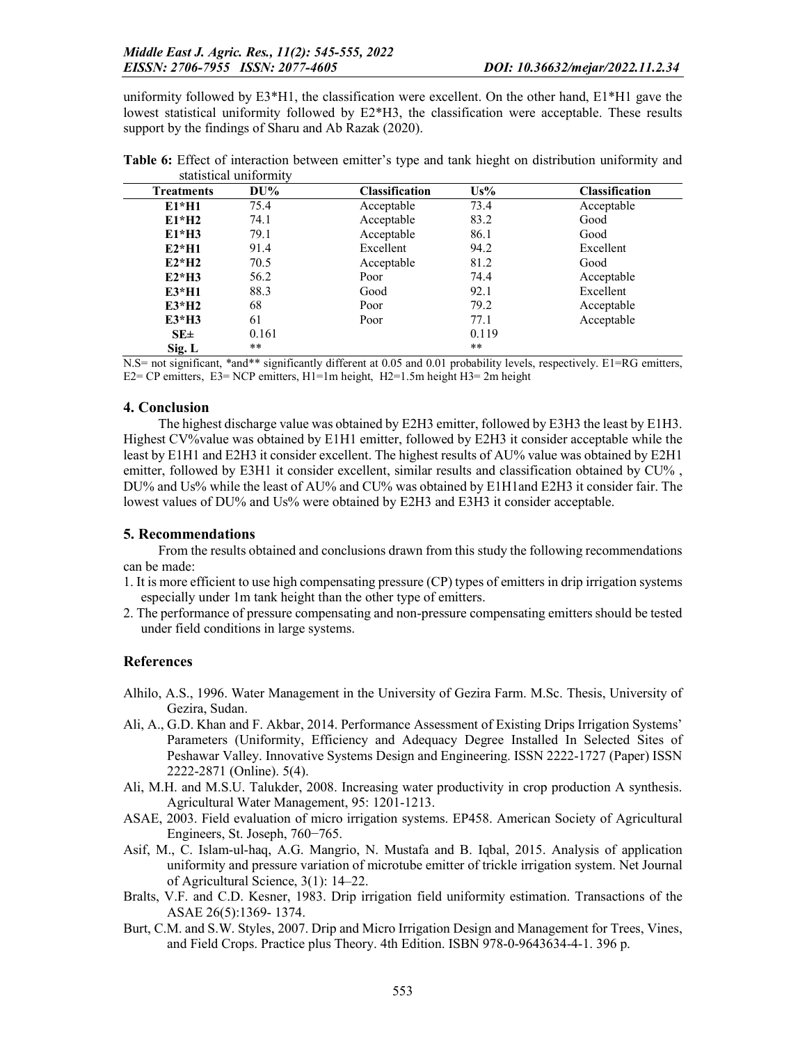uniformity followed by E3*H1, the classification were excellent. On the other hand, E1*H1 gave the lowest statistical uniformity followed by E2*H3, the classification were acceptable. These results support by the findings of Sharu and Ab Razak (2020).

**Table 6:** Effect of interaction between emitter's type and tank hieght on distribution uniformity and statistical uniformity

| Treatments | DU% | Classification | Us% | Classification |
|---|---|---|---|---|
| **E1*H1** | 75.4 | Acceptable | 73.4 | Acceptable |
| **E1*H2** | 74.1 | Acceptable | 83.2 | Good |
| **E1*H3** | 79.1 | Acceptable | 86.1 | Good |
| **E2*H1** | 91.4 | Excellent | 94.2 | Excellent |
| **E2*H2** | 70.5 | Acceptable | 81.2 | Good |
| **E2*H3** | 56.2 | Poor | 74.4 | Acceptable |
| **E3*H1** | 88.3 | Good | 92.1 | Excellent |
| **E3*H2** | 68 | Poor | 79.2 | Acceptable |
| **E3*H3** | 61 | Poor | 77.1 | Acceptable |
| **SE±** | 0.161 | | 0.119 | |
| **Sig. L** | ** | | ** | |

N.S= not significant, *and** significantly different at 0.05 and 0.01 probability levels, respectively. E1=RG emitters, E2= CP emitters, E3= NCP emitters, H1=1m height, H2=1.5m height H3= 2m height

## 4. Conclusion

The highest discharge value was obtained by E2H3 emitter, followed by E3H3 the least by E1H3. Highest CV%value was obtained by E1H1 emitter, followed by E2H3 it consider acceptable while the least by E1H1 and E2H3 it consider excellent. The highest results of AU% value was obtained by E2H1 emitter, followed by E3H1 it consider excellent, similar results and classification obtained by CU% , DU% and Us% while the least of AU% and CU% was obtained by E1H1and E2H3 it consider fair. The lowest values of DU% and Us% were obtained by E2H3 and E3H3 it consider acceptable.

## 5. Recommendations

From the results obtained and conclusions drawn from this study the following recommendations can be made:

1. It is more efficient to use high compensating pressure (CP) types of emitters in drip irrigation systems especially under 1m tank height than the other type of emitters.
2. The performance of pressure compensating and non-pressure compensating emitters should be tested under field conditions in large systems.

## References

Alhilo, A.S., 1996. Water Management in the University of Gezira Farm. M.Sc. Thesis, University of Gezira, Sudan.

Ali, A., G.D. Khan and F. Akbar, 2014. Performance Assessment of Existing Drips Irrigation Systems' Parameters (Uniformity, Efficiency and Adequacy Degree Installed In Selected Sites of Peshawar Valley. Innovative Systems Design and Engineering. ISSN 2222-1727 (Paper) ISSN 2222-2871 (Online). 5(4).

Ali, M.H. and M.S.U. Talukder, 2008. Increasing water productivity in crop production A synthesis. Agricultural Water Management, 95: 1201-1213.

ASAE, 2003. Field evaluation of micro irrigation systems. EP458. American Society of Agricultural Engineers, St. Joseph, 760−765.

Asif, M., C. Islam-ul-haq, A.G. Mangrio, N. Mustafa and B. Iqbal, 2015. Analysis of application uniformity and pressure variation of microtube emitter of trickle irrigation system. Net Journal of Agricultural Science, 3(1): 14–22.

Bralts, V.F. and C.D. Kesner, 1983. Drip irrigation field uniformity estimation. Transactions of the ASAE 26(5):1369- 1374.

Burt, C.M. and S.W. Styles, 2007. Drip and Micro Irrigation Design and Management for Trees, Vines, and Field Crops. Practice plus Theory. 4th Edition. ISBN 978-0-9643634-4-1. 396 p.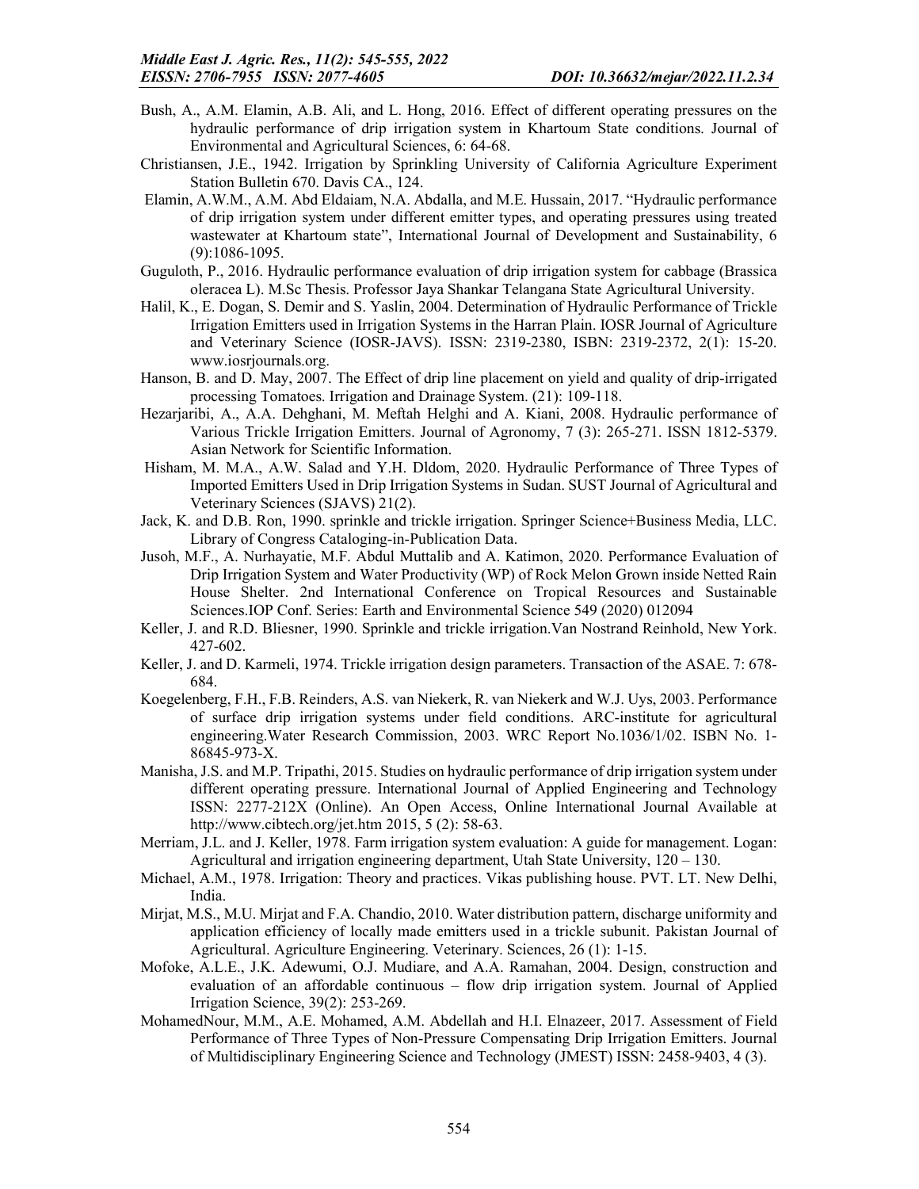Bush, A., A.M. Elamin, A.B. Ali, and L. Hong, 2016. Effect of different operating pressures on the hydraulic performance of drip irrigation system in Khartoum State conditions. Journal of Environmental and Agricultural Sciences, 6: 64-68.

Christiansen, J.E., 1942. Irrigation by Sprinkling University of California Agriculture Experiment Station Bulletin 670. Davis CA., 124.

Elamin, A.W.M., A.M. Abd Eldaiam, N.A. Abdalla, and M.E. Hussain, 2017. "Hydraulic performance of drip irrigation system under different emitter types, and operating pressures using treated wastewater at Khartoum state", International Journal of Development and Sustainability, 6 (9):1086-1095.

Guguloth, P., 2016. Hydraulic performance evaluation of drip irrigation system for cabbage (Brassica oleracea L). M.Sc Thesis. Professor Jaya Shankar Telangana State Agricultural University.

Halil, K., E. Dogan, S. Demir and S. Yaslin, 2004. Determination of Hydraulic Performance of Trickle Irrigation Emitters used in Irrigation Systems in the Harran Plain. IOSR Journal of Agriculture and Veterinary Science (IOSR-JAVS). ISSN: 2319-2380, ISBN: 2319-2372, 2(1): 15-20. www.iosrjournals.org.

Hanson, B. and D. May, 2007. The Effect of drip line placement on yield and quality of drip-irrigated processing Tomatoes. Irrigation and Drainage System. (21): 109-118.

Hezarjaribi, A., A.A. Dehghani, M. Meftah Helghi and A. Kiani, 2008. Hydraulic performance of Various Trickle Irrigation Emitters. Journal of Agronomy, 7 (3): 265-271. ISSN 1812-5379. Asian Network for Scientific Information.

Hisham, M. M.A., A.W. Salad and Y.H. Dldom, 2020. Hydraulic Performance of Three Types of Imported Emitters Used in Drip Irrigation Systems in Sudan. SUST Journal of Agricultural and Veterinary Sciences (SJAVS) 21(2).

Jack, K. and D.B. Ron, 1990. sprinkle and trickle irrigation. Springer Science+Business Media, LLC. Library of Congress Cataloging-in-Publication Data.

Jusoh, M.F., A. Nurhayatie, M.F. Abdul Muttalib and A. Katimon, 2020. Performance Evaluation of Drip Irrigation System and Water Productivity (WP) of Rock Melon Grown inside Netted Rain House Shelter. 2nd International Conference on Tropical Resources and Sustainable Sciences.IOP Conf. Series: Earth and Environmental Science 549 (2020) 012094

Keller, J. and R.D. Bliesner, 1990. Sprinkle and trickle irrigation.Van Nostrand Reinhold, New York. 427-602.

Keller, J. and D. Karmeli, 1974. Trickle irrigation design parameters. Transaction of the ASAE. 7: 678-684.

Koegelenberg, F.H., F.B. Reinders, A.S. van Niekerk, R. van Niekerk and W.J. Uys, 2003. Performance of surface drip irrigation systems under field conditions. ARC-institute for agricultural engineering.Water Research Commission, 2003. WRC Report No.1036/1/02. ISBN No. 1-86845-973-X.

Manisha, J.S. and M.P. Tripathi, 2015. Studies on hydraulic performance of drip irrigation system under different operating pressure. International Journal of Applied Engineering and Technology ISSN: 2277-212X (Online). An Open Access, Online International Journal Available at http://www.cibtech.org/jet.htm 2015, 5 (2): 58-63.

Merriam, J.L. and J. Keller, 1978. Farm irrigation system evaluation: A guide for management. Logan: Agricultural and irrigation engineering department, Utah State University, 120 – 130.

Michael, A.M., 1978. Irrigation: Theory and practices. Vikas publishing house. PVT. LT. New Delhi, India.

Mirjat, M.S., M.U. Mirjat and F.A. Chandio, 2010. Water distribution pattern, discharge uniformity and application efficiency of locally made emitters used in a trickle subunit. Pakistan Journal of Agricultural. Agriculture Engineering. Veterinary. Sciences, 26 (1): 1-15.

Mofoke, A.L.E., J.K. Adewumi, O.J. Mudiare, and A.A. Ramahan, 2004. Design, construction and evaluation of an affordable continuous – flow drip irrigation system. Journal of Applied Irrigation Science, 39(2): 253-269.

MohamedNour, M.M., A.E. Mohamed, A.M. Abdellah and H.I. Elnazeer, 2017. Assessment of Field Performance of Three Types of Non-Pressure Compensating Drip Irrigation Emitters. Journal of Multidisciplinary Engineering Science and Technology (JMEST) ISSN: 2458-9403, 4 (3).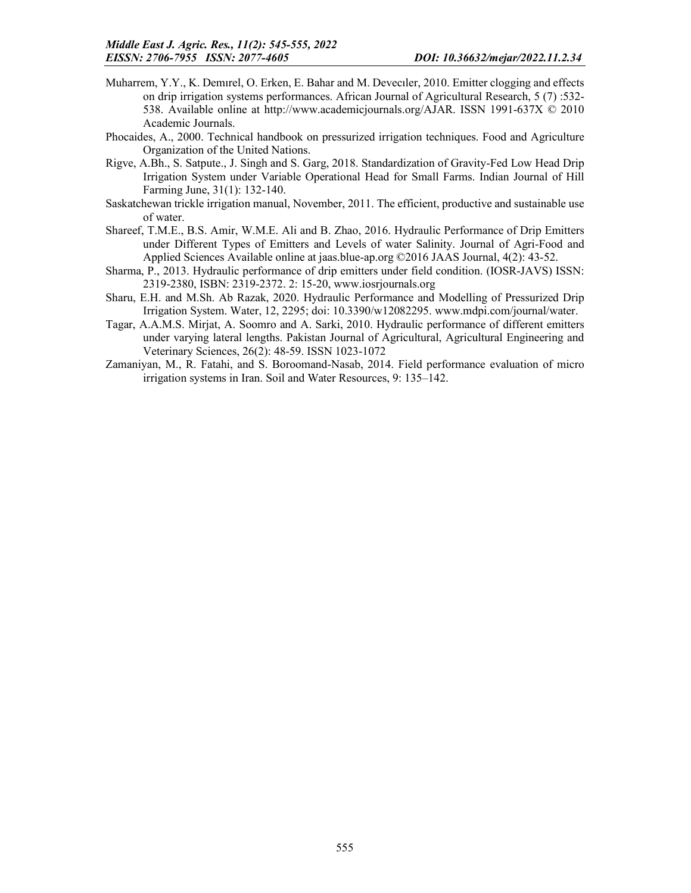Muharrem, Y.Y., K. Demırel, O. Erken, E. Bahar and M. Devecıler, 2010. Emitter clogging and effects on drip irrigation systems performances. African Journal of Agricultural Research, 5 (7) :532-538. Available online at http://www.academicjournals.org/AJAR. ISSN 1991-637X © 2010 Academic Journals.

Phocaides, A., 2000. Technical handbook on pressurized irrigation techniques. Food and Agriculture Organization of the United Nations.

Rigve, A.Bh., S. Satpute., J. Singh and S. Garg, 2018. Standardization of Gravity-Fed Low Head Drip Irrigation System under Variable Operational Head for Small Farms. Indian Journal of Hill Farming June, 31(1): 132-140.

Saskatchewan trickle irrigation manual, November, 2011. The efficient, productive and sustainable use of water.

Shareef, T.M.E., B.S. Amir, W.M.E. Ali and B. Zhao, 2016. Hydraulic Performance of Drip Emitters under Different Types of Emitters and Levels of water Salinity. Journal of Agri-Food and Applied Sciences Available online at jaas.blue-ap.org ©2016 JAAS Journal, 4(2): 43-52.

Sharma, P., 2013. Hydraulic performance of drip emitters under field condition. (IOSR-JAVS) ISSN: 2319-2380, ISBN: 2319-2372. 2: 15-20, www.iosrjournals.org

Sharu, E.H. and M.Sh. Ab Razak, 2020. Hydraulic Performance and Modelling of Pressurized Drip Irrigation System. Water, 12, 2295; doi: 10.3390/w12082295. www.mdpi.com/journal/water.

Tagar, A.A.M.S. Mirjat, A. Soomro and A. Sarki, 2010. Hydraulic performance of different emitters under varying lateral lengths. Pakistan Journal of Agricultural, Agricultural Engineering and Veterinary Sciences, 26(2): 48-59. ISSN 1023-1072

Zamaniyan, M., R. Fatahi, and S. Boroomand-Nasab, 2014. Field performance evaluation of micro irrigation systems in Iran. Soil and Water Resources, 9: 135–142.